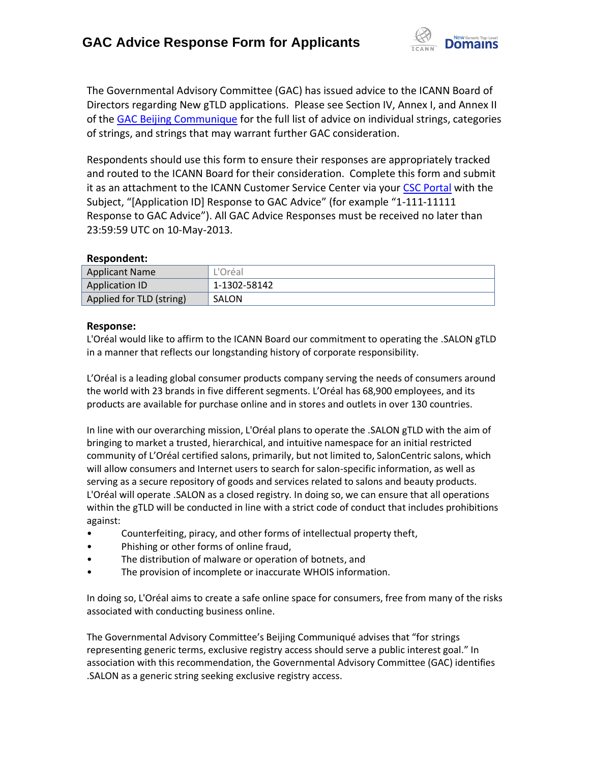# GAC Advice Response Form for Applicants

The Governmental Advisory Committee (GAC) has issued advice to the ICANN Board of Directors regarding New gTLD applications. Please see Section IV, Annex I, and Annex II of the GAC Beijing Communique for the full list of advice on individual strings, categories of strings, and strings that may warrant further GAC consideration.

Respondents should use this form to ensure their responses are appropriately tracked and routed to the ICANN Board for their consideration. Complete this form and submit it as an attachment to the ICANN Customer Service Center via your CSC Portal with the Subject, "[Application ID] Response to GAC Advice" (for example "1-111-11111 Response to GAC Advice"). All GAC Advice Responses must be received no later than 23:59:59 UTC on 10-May-2013.

**Respondent:**

| Applicant Name | L'Oréal |
|---|---|
| Application ID | 1-1302-58142 |
| Applied for TLD (string) | SALON |

**Response:**

L'Oréal would like to affirm to the ICANN Board our commitment to operating the .SALON gTLD in a manner that reflects our longstanding history of corporate responsibility.

L'Oréal is a leading global consumer products company serving the needs of consumers around the world with 23 brands in five different segments. L'Oréal has 68,900 employees, and its products are available for purchase online and in stores and outlets in over 130 countries.

In line with our overarching mission, L'Oréal plans to operate the .SALON gTLD with the aim of bringing to market a trusted, hierarchical, and intuitive namespace for an initial restricted community of L'Oréal certified salons, primarily, but not limited to, SalonCentric salons, which will allow consumers and Internet users to search for salon-specific information, as well as serving as a secure repository of goods and services related to salons and beauty products. L'Oréal will operate .SALON as a closed registry. In doing so, we can ensure that all operations within the gTLD will be conducted in line with a strict code of conduct that includes prohibitions against:

- Counterfeiting, piracy, and other forms of intellectual property theft,
- Phishing or other forms of online fraud,
- The distribution of malware or operation of botnets, and
- The provision of incomplete or inaccurate WHOIS information.

In doing so, L'Oréal aims to create a safe online space for consumers, free from many of the risks associated with conducting business online.

The Governmental Advisory Committee's Beijing Communiqué advises that "for strings representing generic terms, exclusive registry access should serve a public interest goal." In association with this recommendation, the Governmental Advisory Committee (GAC) identifies .SALON as a generic string seeking exclusive registry access.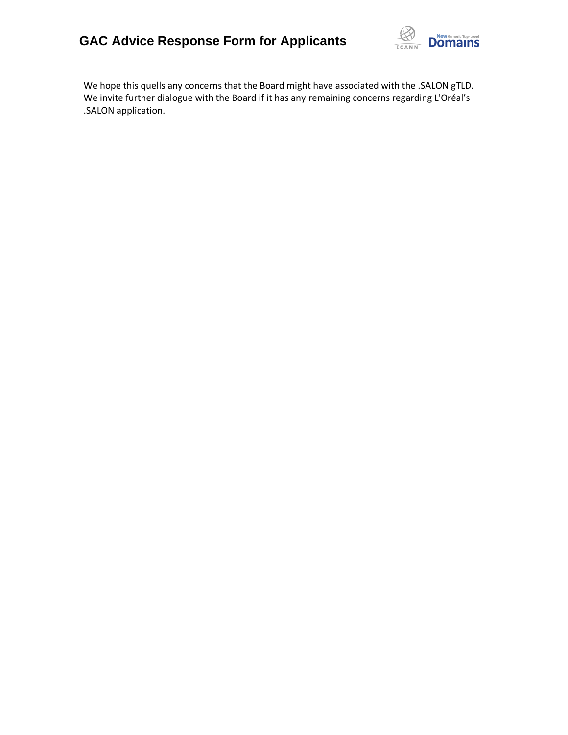We hope this quells any concerns that the Board might have associated with the .SALON gTLD. We invite further dialogue with the Board if it has any remaining concerns regarding L'Oréal's .SALON application.